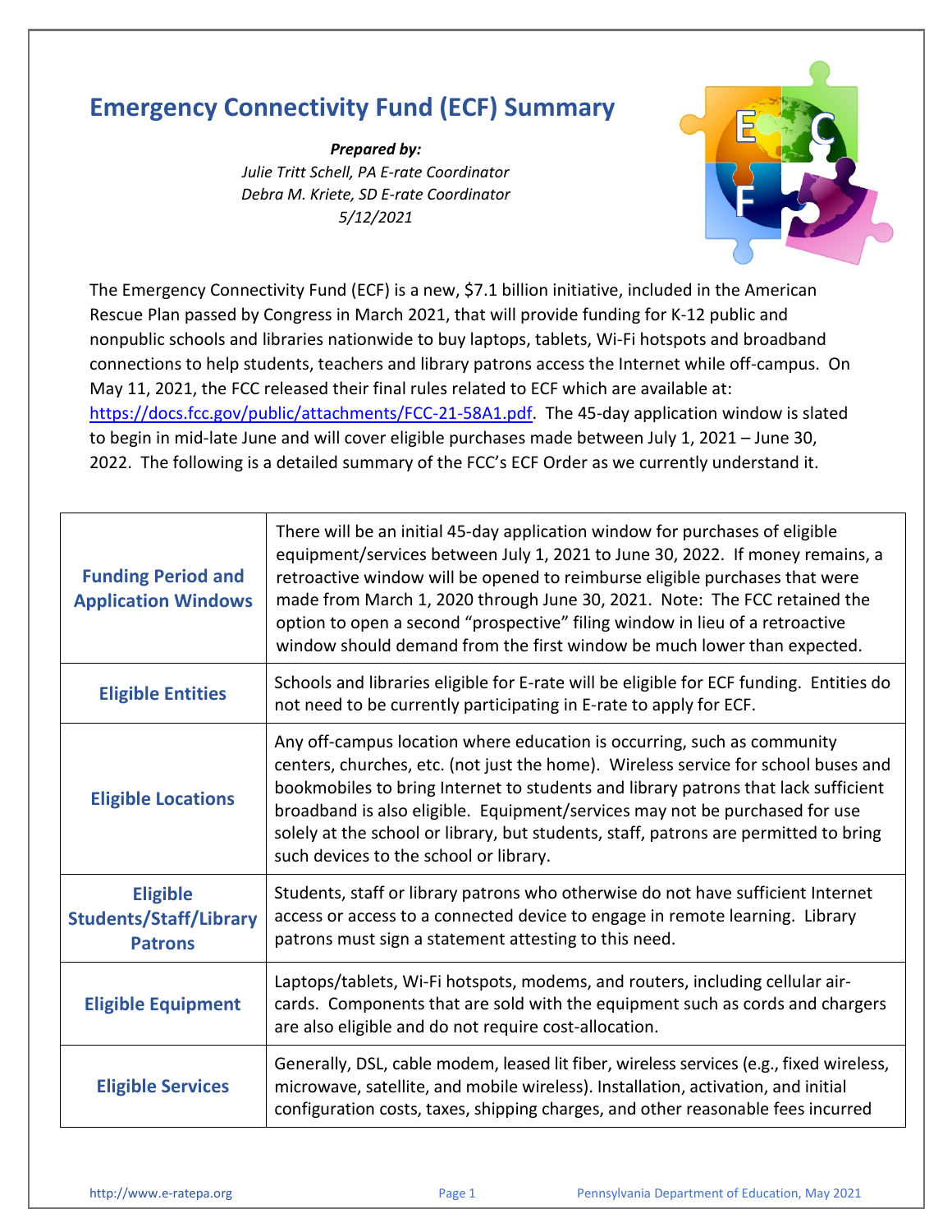# Emergency Connectivity Fund (ECF) Summary

***Prepared by:***
*Julie Tritt Schell, PA E-rate Coordinator*
*Debra M. Kriete, SD E-rate Coordinator*
*5/12/2021*

The Emergency Connectivity Fund (ECF) is a new, $7.1 billion initiative, included in the American Rescue Plan passed by Congress in March 2021, that will provide funding for K-12 public and nonpublic schools and libraries nationwide to buy laptops, tablets, Wi-Fi hotspots and broadband connections to help students, teachers and library patrons access the Internet while off-campus. On May 11, 2021, the FCC released their final rules related to ECF which are available at: https://docs.fcc.gov/public/attachments/FCC-21-58A1.pdf. The 45-day application window is slated to begin in mid-late June and will cover eligible purchases made between July 1, 2021 – June 30, 2022. The following is a detailed summary of the FCC's ECF Order as we currently understand it.

| | |
|---|---|
| **Funding Period and Application Windows** | There will be an initial 45-day application window for purchases of eligible equipment/services between July 1, 2021 to June 30, 2022. If money remains, a retroactive window will be opened to reimburse eligible purchases that were made from March 1, 2020 through June 30, 2021. Note: The FCC retained the option to open a second "prospective" filing window in lieu of a retroactive window should demand from the first window be much lower than expected. |
| **Eligible Entities** | Schools and libraries eligible for E-rate will be eligible for ECF funding. Entities do not need to be currently participating in E-rate to apply for ECF. |
| **Eligible Locations** | Any off-campus location where education is occurring, such as community centers, churches, etc. (not just the home). Wireless service for school buses and bookmobiles to bring Internet to students and library patrons that lack sufficient broadband is also eligible. Equipment/services may not be purchased for use solely at the school or library, but students, staff, patrons are permitted to bring such devices to the school or library. |
| **Eligible Students/Staff/Library Patrons** | Students, staff or library patrons who otherwise do not have sufficient Internet access or access to a connected device to engage in remote learning. Library patrons must sign a statement attesting to this need. |
| **Eligible Equipment** | Laptops/tablets, Wi-Fi hotspots, modems, and routers, including cellular air-cards. Components that are sold with the equipment such as cords and chargers are also eligible and do not require cost-allocation. |
| **Eligible Services** | Generally, DSL, cable modem, leased lit fiber, wireless services (e.g., fixed wireless, microwave, satellite, and mobile wireless). Installation, activation, and initial configuration costs, taxes, shipping charges, and other reasonable fees incurred |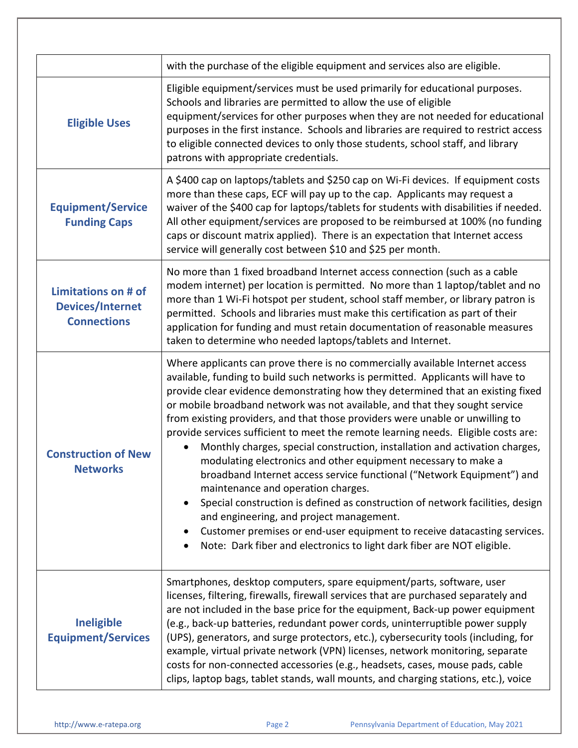| | |
|---|---|
| | with the purchase of the eligible equipment and services also are eligible. |
| **Eligible Uses** | Eligible equipment/services must be used primarily for educational purposes. Schools and libraries are permitted to allow the use of eligible equipment/services for other purposes when they are not needed for educational purposes in the first instance. Schools and libraries are required to restrict access to eligible connected devices to only those students, school staff, and library patrons with appropriate credentials. |
| **Equipment/Service Funding Caps** | A $400 cap on laptops/tablets and $250 cap on Wi-Fi devices. If equipment costs more than these caps, ECF will pay up to the cap. Applicants may request a waiver of the $400 cap for laptops/tablets for students with disabilities if needed. All other equipment/services are proposed to be reimbursed at 100% (no funding caps or discount matrix applied). There is an expectation that Internet access service will generally cost between $10 and $25 per month. |
| **Limitations on # of Devices/Internet Connections** | No more than 1 fixed broadband Internet access connection (such as a cable modem internet) per location is permitted. No more than 1 laptop/tablet and no more than 1 Wi-Fi hotspot per student, school staff member, or library patron is permitted. Schools and libraries must make this certification as part of their application for funding and must retain documentation of reasonable measures taken to determine who needed laptops/tablets and Internet. |
| **Construction of New Networks** | Where applicants can prove there is no commercially available Internet access available, funding to build such networks is permitted. Applicants will have to provide clear evidence demonstrating how they determined that an existing fixed or mobile broadband network was not available, and that they sought service from existing providers, and that those providers were unable or unwilling to provide services sufficient to meet the remote learning needs. Eligible costs are: <br>• Monthly charges, special construction, installation and activation charges, modulating electronics and other equipment necessary to make a broadband Internet access service functional ("Network Equipment") and maintenance and operation charges. <br>• Special construction is defined as construction of network facilities, design and engineering, and project management. <br>• Customer premises or end-user equipment to receive datacasting services. <br>• Note: Dark fiber and electronics to light dark fiber are NOT eligible. |
| **Ineligible Equipment/Services** | Smartphones, desktop computers, spare equipment/parts, software, user licenses, filtering, firewalls, firewall services that are purchased separately and are not included in the base price for the equipment, Back-up power equipment (e.g., back-up batteries, redundant power cords, uninterruptible power supply (UPS), generators, and surge protectors, etc.), cybersecurity tools (including, for example, virtual private network (VPN) licenses, network monitoring, separate costs for non-connected accessories (e.g., headsets, cases, mouse pads, cable clips, laptop bags, tablet stands, wall mounts, and charging stations, etc.), voice |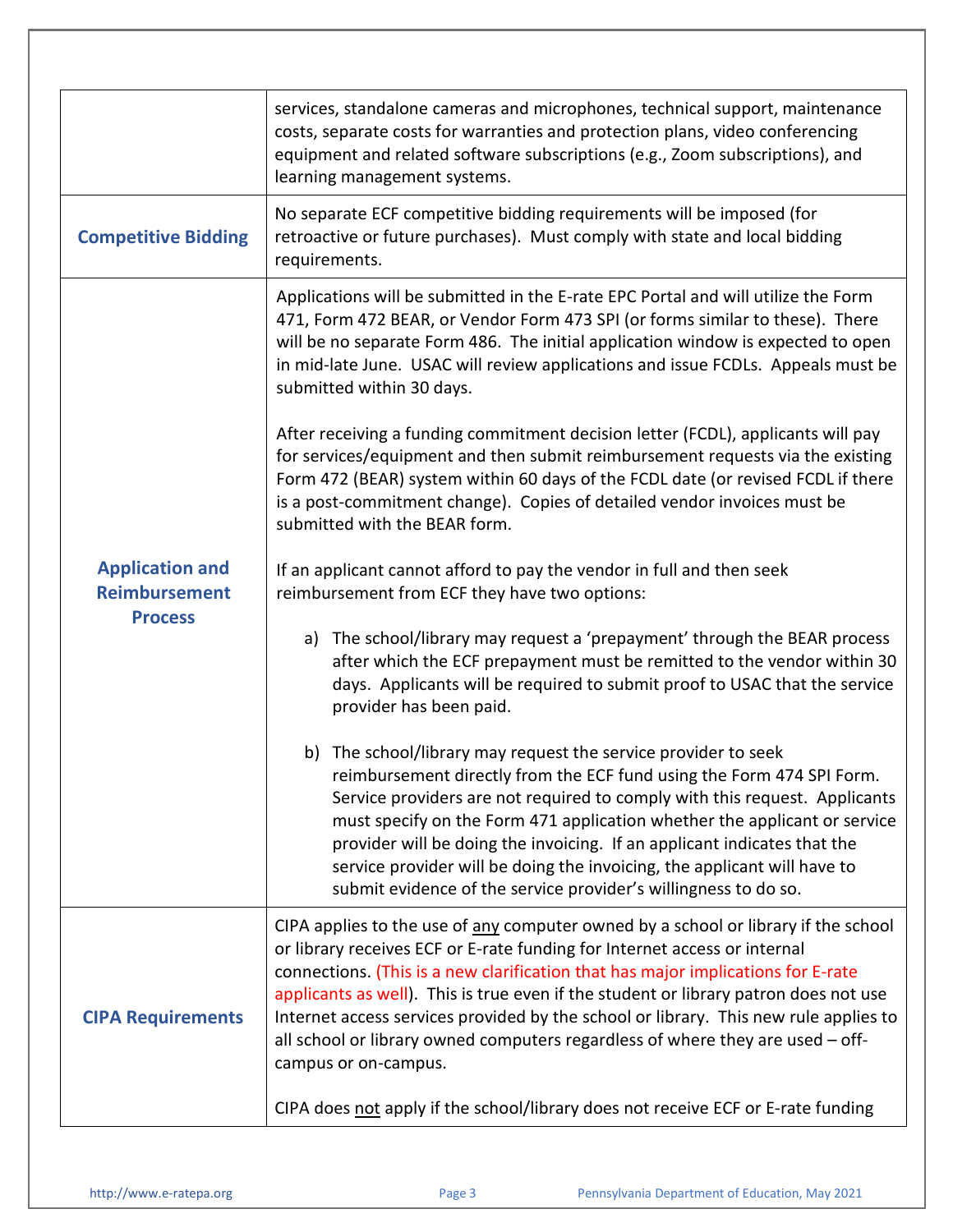| | |
|---|---|
| | services, standalone cameras and microphones, technical support, maintenance costs, separate costs for warranties and protection plans, video conferencing equipment and related software subscriptions (e.g., Zoom subscriptions), and learning management systems. |
| **Competitive Bidding** | No separate ECF competitive bidding requirements will be imposed (for retroactive or future purchases). Must comply with state and local bidding requirements. |
| **Application and Reimbursement Process** | Applications will be submitted in the E-rate EPC Portal and will utilize the Form 471, Form 472 BEAR, or Vendor Form 473 SPI (or forms similar to these). There will be no separate Form 486. The initial application window is expected to open in mid-late June. USAC will review applications and issue FCDLs. Appeals must be submitted within 30 days.<br><br>After receiving a funding commitment decision letter (FCDL), applicants will pay for services/equipment and then submit reimbursement requests via the existing Form 472 (BEAR) system within 60 days of the FCDL date (or revised FCDL if there is a post-commitment change). Copies of detailed vendor invoices must be submitted with the BEAR form.<br><br>If an applicant cannot afford to pay the vendor in full and then seek reimbursement from ECF they have two options:<br><br>a) The school/library may request a 'prepayment' through the BEAR process after which the ECF prepayment must be remitted to the vendor within 30 days. Applicants will be required to submit proof to USAC that the service provider has been paid.<br><br>b) The school/library may request the service provider to seek reimbursement directly from the ECF fund using the Form 474 SPI Form. Service providers are not required to comply with this request. Applicants must specify on the Form 471 application whether the applicant or service provider will be doing the invoicing. If an applicant indicates that the service provider will be doing the invoicing, the applicant will have to submit evidence of the service provider's willingness to do so. |
| **CIPA Requirements** | CIPA applies to the use of <u>any</u> computer owned by a school or library if the school or library receives ECF or E-rate funding for Internet access or internal connections. (This is a new clarification that has major implications for E-rate applicants as well). This is true even if the student or library patron does not use Internet access services provided by the school or library. This new rule applies to all school or library owned computers regardless of where they are used – off-campus or on-campus.<br><br>CIPA does <u>not</u> apply if the school/library does not receive ECF or E-rate funding |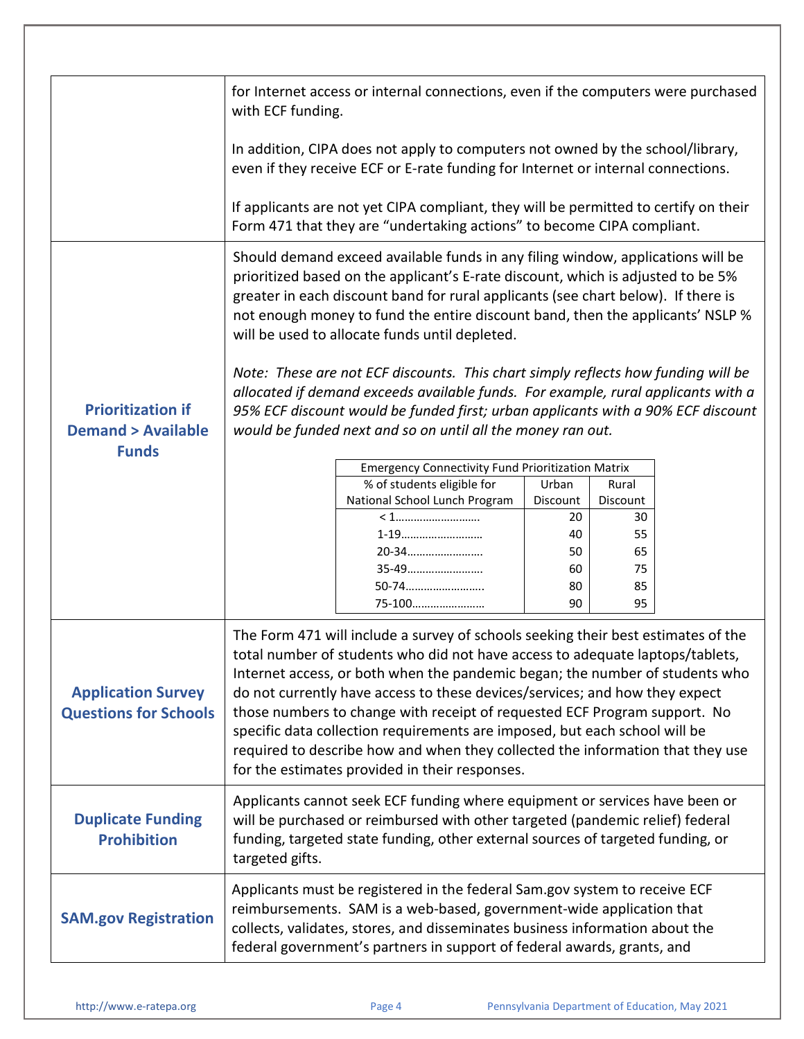| | |
|---|---|
| | for Internet access or internal connections, even if the computers were purchased with ECF funding.<br><br>In addition, CIPA does not apply to computers not owned by the school/library, even if they receive ECF or E-rate funding for Internet or internal connections.<br><br>If applicants are not yet CIPA compliant, they will be permitted to certify on their Form 471 that they are "undertaking actions" to become CIPA compliant. |
| **Prioritization if Demand > Available Funds** | Should demand exceed available funds in any filing window, applications will be prioritized based on the applicant's E-rate discount, which is adjusted to be 5% greater in each discount band for rural applicants (see chart below). If there is not enough money to fund the entire discount band, then the applicants' NSLP % will be used to allocate funds until depleted.<br><br>*Note: These are not ECF discounts. This chart simply reflects how funding will be allocated if demand exceeds available funds. For example, rural applicants with a 95% ECF discount would be funded first; urban applicants with a 90% ECF discount would be funded next and so on until all the money ran out.* |

Emergency Connectivity Fund Prioritization Matrix

| % of students eligible for National School Lunch Program | Urban Discount | Rural Discount |
|---|---|---|
| < 1……………………… | 20 | 30 |
| 1-19……………………… | 40 | 55 |
| 20-34……………………. | 50 | 65 |
| 35-49……………………. | 60 | 75 |
| 50-74……………………. | 80 | 85 |
| 75-100…………………… | 90 | 95 |

| | |
|---|---|
| **Application Survey Questions for Schools** | The Form 471 will include a survey of schools seeking their best estimates of the total number of students who did not have access to adequate laptops/tablets, Internet access, or both when the pandemic began; the number of students who do not currently have access to these devices/services; and how they expect those numbers to change with receipt of requested ECF Program support. No specific data collection requirements are imposed, but each school will be required to describe how and when they collected the information that they use for the estimates provided in their responses. |
| **Duplicate Funding Prohibition** | Applicants cannot seek ECF funding where equipment or services have been or will be purchased or reimbursed with other targeted (pandemic relief) federal funding, targeted state funding, other external sources of targeted funding, or targeted gifts. |
| **SAM.gov Registration** | Applicants must be registered in the federal Sam.gov system to receive ECF reimbursements. SAM is a web-based, government-wide application that collects, validates, stores, and disseminates business information about the federal government's partners in support of federal awards, grants, and |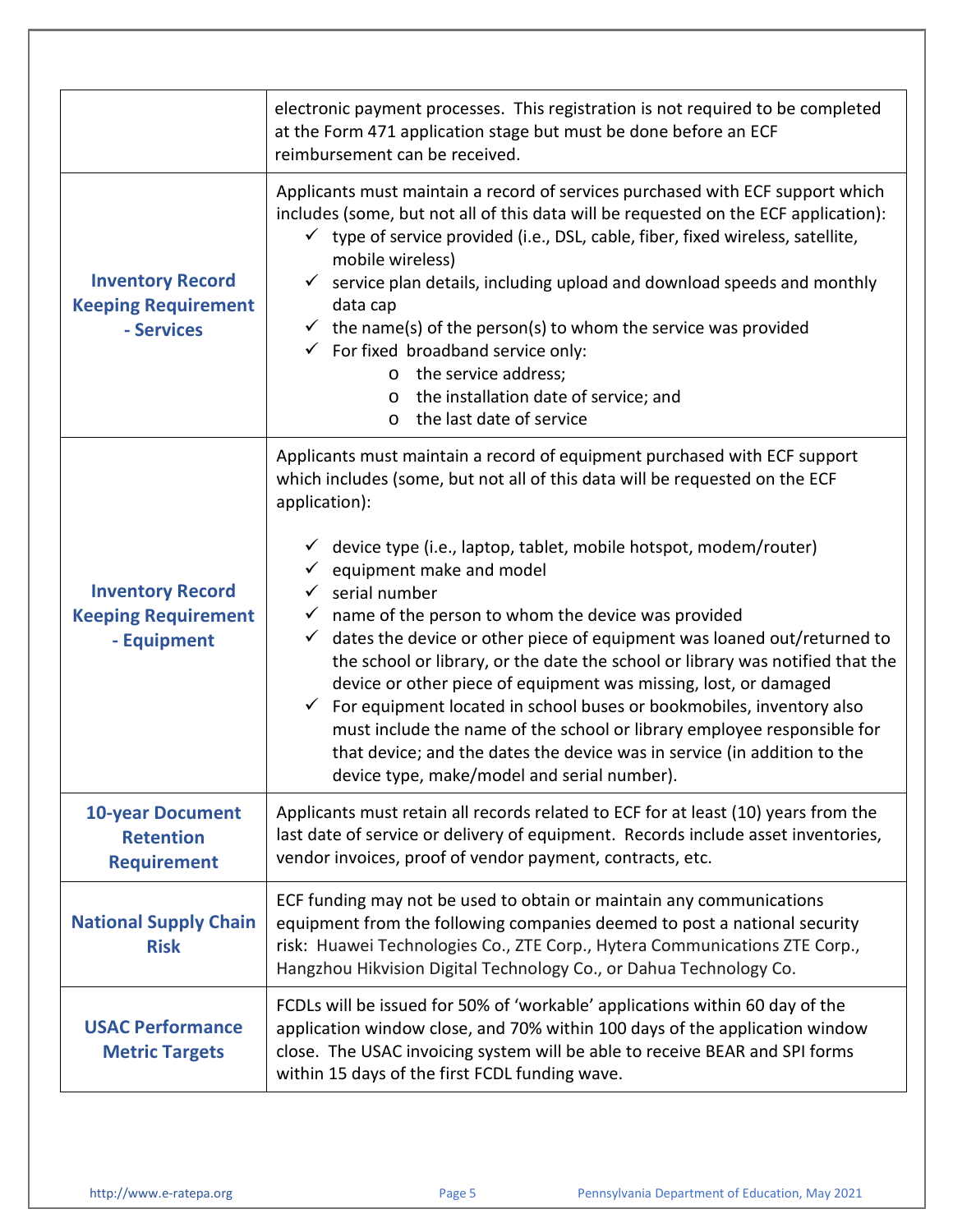| | |
|---|---|
| | electronic payment processes. This registration is not required to be completed at the Form 471 application stage but must be done before an ECF reimbursement can be received. |
| **Inventory Record Keeping Requirement - Services** | Applicants must maintain a record of services purchased with ECF support which includes (some, but not all of this data will be requested on the ECF application):<br>✓ type of service provided (i.e., DSL, cable, fiber, fixed wireless, satellite, mobile wireless)<br>✓ service plan details, including upload and download speeds and monthly data cap<br>✓ the name(s) of the person(s) to whom the service was provided<br>✓ For fixed broadband service only:<br>o the service address;<br>o the installation date of service; and<br>o the last date of service |
| **Inventory Record Keeping Requirement - Equipment** | Applicants must maintain a record of equipment purchased with ECF support which includes (some, but not all of this data will be requested on the ECF application):<br>✓ device type (i.e., laptop, tablet, mobile hotspot, modem/router)<br>✓ equipment make and model<br>✓ serial number<br>✓ name of the person to whom the device was provided<br>✓ dates the device or other piece of equipment was loaned out/returned to the school or library, or the date the school or library was notified that the device or other piece of equipment was missing, lost, or damaged<br>✓ For equipment located in school buses or bookmobiles, inventory also must include the name of the school or library employee responsible for that device; and the dates the device was in service (in addition to the device type, make/model and serial number). |
| **10-year Document Retention Requirement** | Applicants must retain all records related to ECF for at least (10) years from the last date of service or delivery of equipment. Records include asset inventories, vendor invoices, proof of vendor payment, contracts, etc. |
| **National Supply Chain Risk** | ECF funding may not be used to obtain or maintain any communications equipment from the following companies deemed to post a national security risk: Huawei Technologies Co., ZTE Corp., Hytera Communications ZTE Corp., Hangzhou Hikvision Digital Technology Co., or Dahua Technology Co. |
| **USAC Performance Metric Targets** | FCDLs will be issued for 50% of 'workable' applications within 60 day of the application window close, and 70% within 100 days of the application window close. The USAC invoicing system will be able to receive BEAR and SPI forms within 15 days of the first FCDL funding wave. |